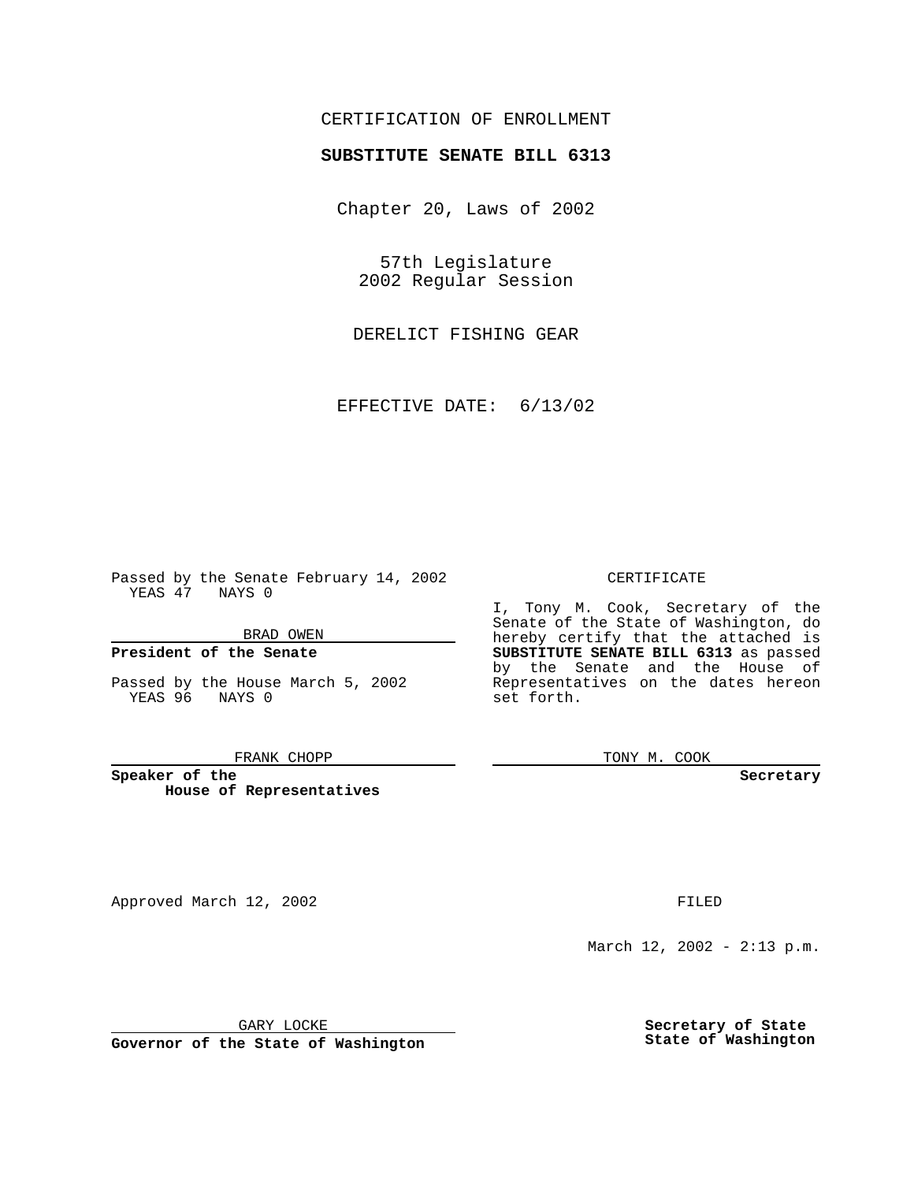CERTIFICATION OF ENROLLMENT

**SUBSTITUTE SENATE BILL 6313**

Chapter 20, Laws of 2002

57th Legislature
2002 Regular Session

DERELICT FISHING GEAR

EFFECTIVE DATE: 6/13/02

Passed by the Senate February 14, 2002
YEAS 47 NAYS 0

BRAD OWEN

**President of the Senate**

Passed by the House March 5, 2002
YEAS 96 NAYS 0

FRANK CHOPP

**Speaker of the House of Representatives**

CERTIFICATE

I, Tony M. Cook, Secretary of the Senate of the State of Washington, do hereby certify that the attached is **SUBSTITUTE SENATE BILL 6313** as passed by the Senate and the House of Representatives on the dates hereon set forth.

TONY M. COOK

**Secretary**

Approved March 12, 2002

GARY LOCKE

**Governor of the State of Washington**

FILED

March 12, 2002 - 2:13 p.m.

**Secretary of State**
**State of Washington**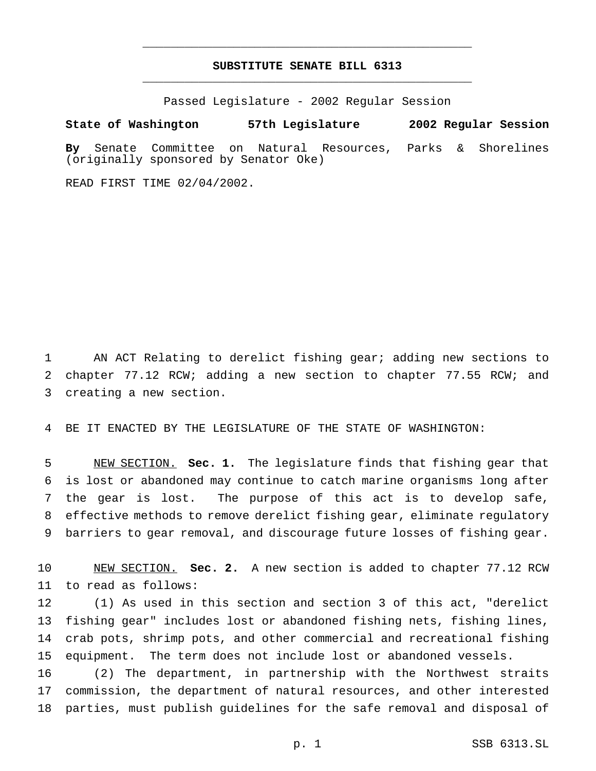**SUBSTITUTE SENATE BILL 6313**

Passed Legislature - 2002 Regular Session

**State of Washington 57th Legislature 2002 Regular Session**

**By** Senate Committee on Natural Resources, Parks & Shorelines (originally sponsored by Senator Oke)

READ FIRST TIME 02/04/2002.

1 AN ACT Relating to derelict fishing gear; adding new sections to 2 chapter 77.12 RCW; adding a new section to chapter 77.55 RCW; and 3 creating a new section.

4 BE IT ENACTED BY THE LEGISLATURE OF THE STATE OF WASHINGTON:

5 NEW SECTION. **Sec. 1.** The legislature finds that fishing gear that 6 is lost or abandoned may continue to catch marine organisms long after 7 the gear is lost. The purpose of this act is to develop safe, 8 effective methods to remove derelict fishing gear, eliminate regulatory 9 barriers to gear removal, and discourage future losses of fishing gear.

10 NEW SECTION. **Sec. 2.** A new section is added to chapter 77.12 RCW 11 to read as follows:

12 (1) As used in this section and section 3 of this act, "derelict 13 fishing gear" includes lost or abandoned fishing nets, fishing lines, 14 crab pots, shrimp pots, and other commercial and recreational fishing 15 equipment. The term does not include lost or abandoned vessels.

16 (2) The department, in partnership with the Northwest straits 17 commission, the department of natural resources, and other interested 18 parties, must publish guidelines for the safe removal and disposal of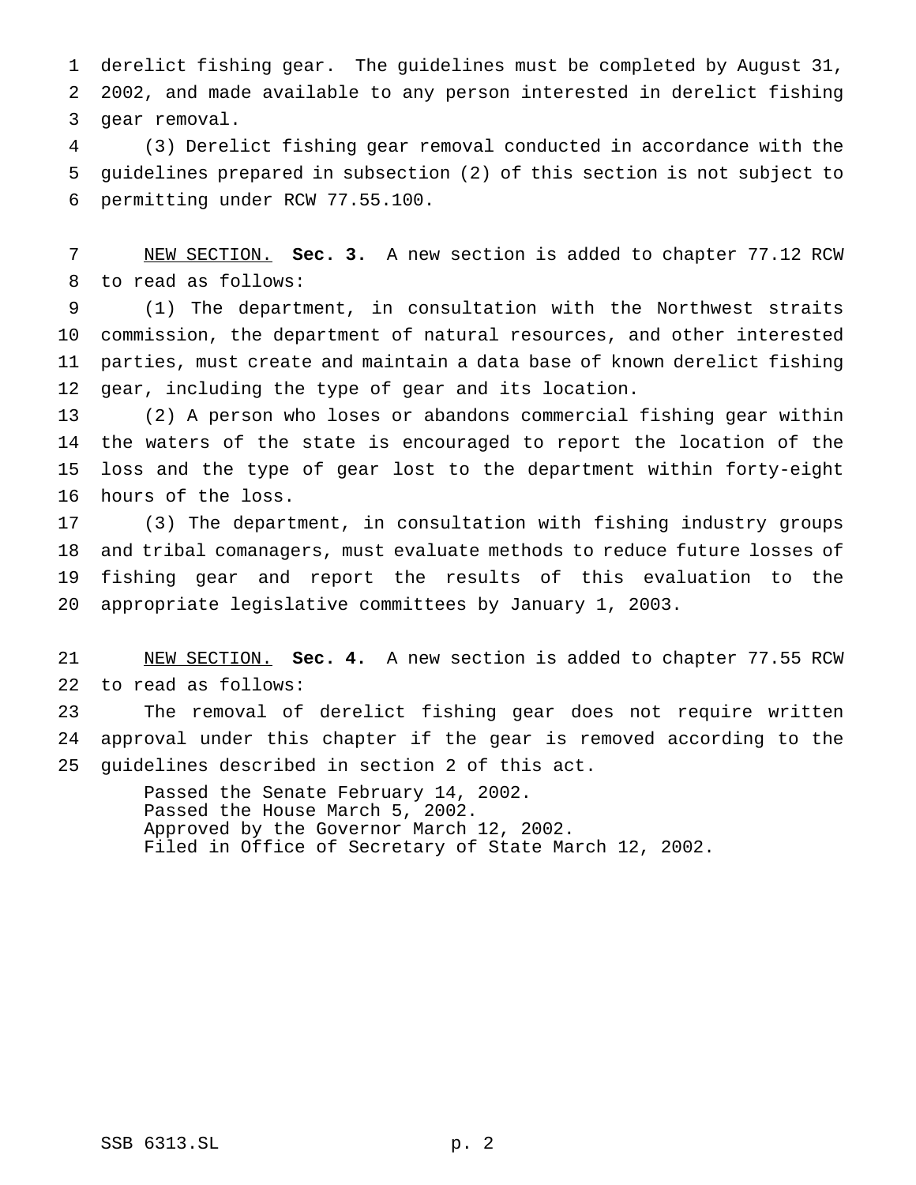derelict fishing gear. The guidelines must be completed by August 31, 2002, and made available to any person interested in derelict fishing gear removal.

(3) Derelict fishing gear removal conducted in accordance with the guidelines prepared in subsection (2) of this section is not subject to permitting under RCW 77.55.100.

NEW SECTION. **Sec. 3.** A new section is added to chapter 77.12 RCW to read as follows:

(1) The department, in consultation with the Northwest straits commission, the department of natural resources, and other interested parties, must create and maintain a data base of known derelict fishing gear, including the type of gear and its location.

(2) A person who loses or abandons commercial fishing gear within the waters of the state is encouraged to report the location of the loss and the type of gear lost to the department within forty-eight hours of the loss.

(3) The department, in consultation with fishing industry groups and tribal comanagers, must evaluate methods to reduce future losses of fishing gear and report the results of this evaluation to the appropriate legislative committees by January 1, 2003.

NEW SECTION. **Sec. 4.** A new section is added to chapter 77.55 RCW to read as follows:

The removal of derelict fishing gear does not require written approval under this chapter if the gear is removed according to the guidelines described in section 2 of this act.

Passed the Senate February 14, 2002.
Passed the House March 5, 2002.
Approved by the Governor March 12, 2002.
Filed in Office of Secretary of State March 12, 2002.